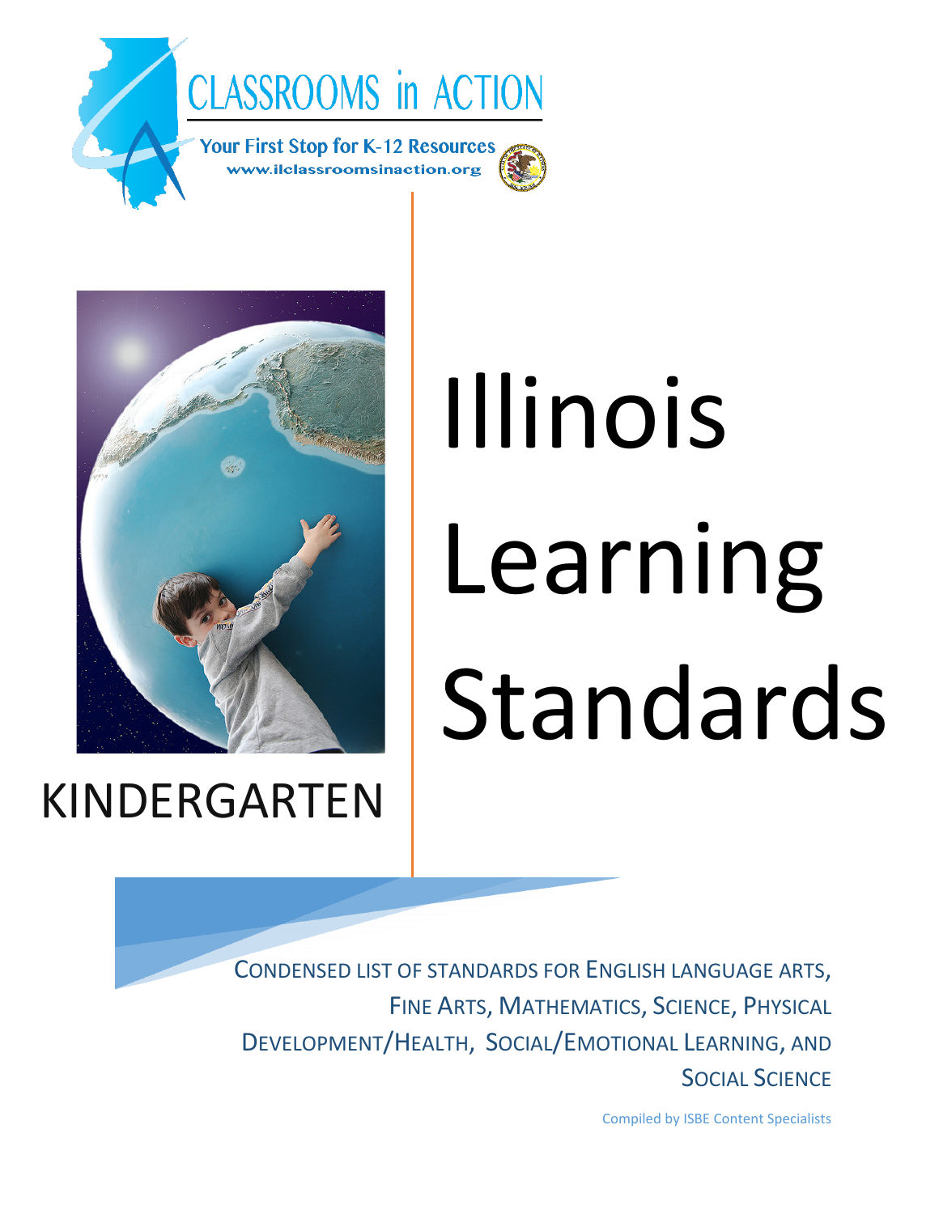CLASSROOMS in ACTION

Your First Stop for K-12 Resources

www.ilclassroomsinaction.org

# Illinois Learning Standards

## KINDERGARTEN

CONDENSED LIST OF STANDARDS FOR ENGLISH LANGUAGE ARTS, FINE ARTS, MATHEMATICS, SCIENCE, PHYSICAL DEVELOPMENT/HEALTH, SOCIAL/EMOTIONAL LEARNING, AND SOCIAL SCIENCE

Compiled by ISBE Content Specialists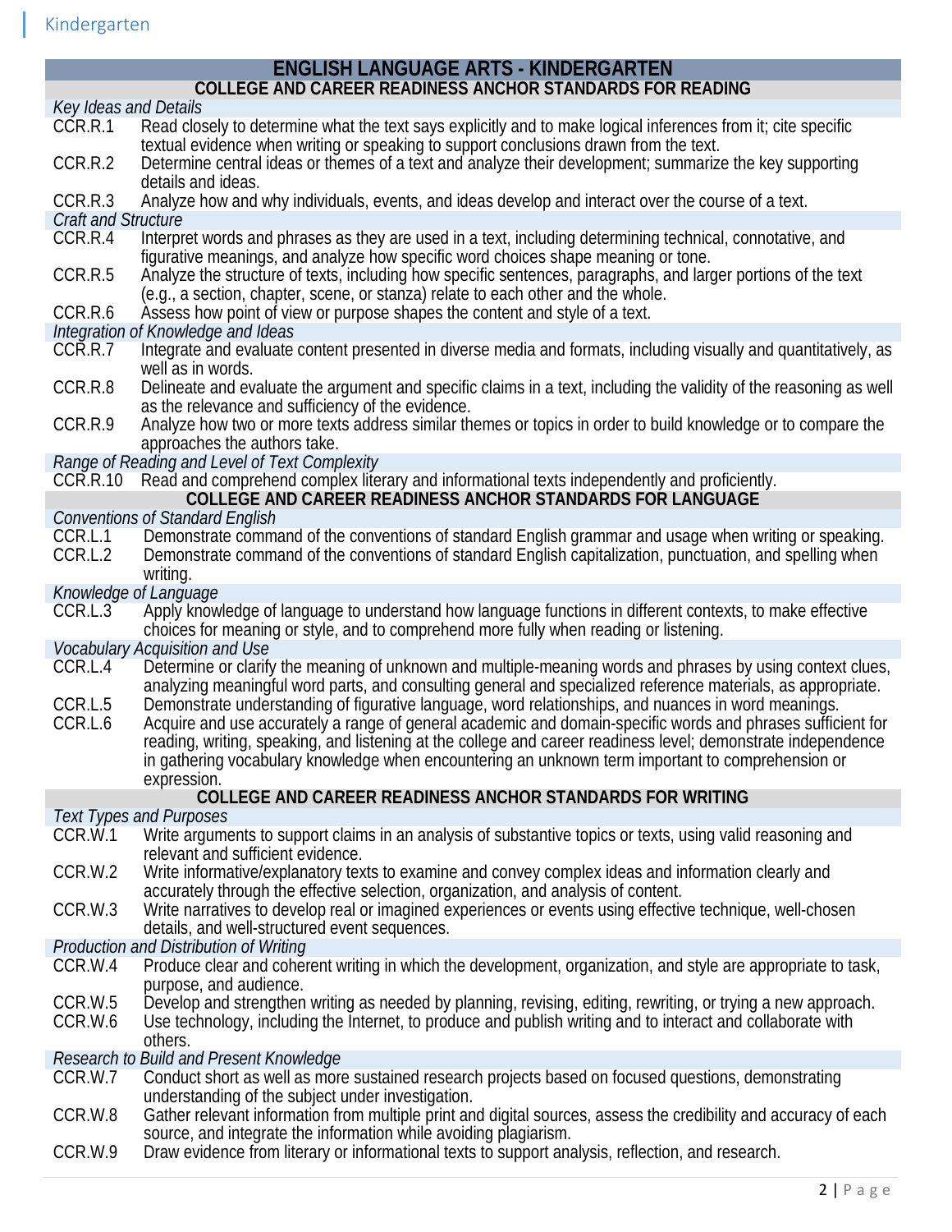## ENGLISH LANGUAGE ARTS - KINDERGARTEN

### COLLEGE AND CAREER READINESS ANCHOR STANDARDS FOR READING

*Key Ideas and Details*

| | |
|---|---|
| CCR.R.1 | Read closely to determine what the text says explicitly and to make logical inferences from it; cite specific textual evidence when writing or speaking to support conclusions drawn from the text. |
| CCR.R.2 | Determine central ideas or themes of a text and analyze their development; summarize the key supporting details and ideas. |
| CCR.R.3 | Analyze how and why individuals, events, and ideas develop and interact over the course of a text. |

*Craft and Structure*

| | |
|---|---|
| CCR.R.4 | Interpret words and phrases as they are used in a text, including determining technical, connotative, and figurative meanings, and analyze how specific word choices shape meaning or tone. |
| CCR.R.5 | Analyze the structure of texts, including how specific sentences, paragraphs, and larger portions of the text (e.g., a section, chapter, scene, or stanza) relate to each other and the whole. |
| CCR.R.6 | Assess how point of view or purpose shapes the content and style of a text. |

*Integration of Knowledge and Ideas*

| | |
|---|---|
| CCR.R.7 | Integrate and evaluate content presented in diverse media and formats, including visually and quantitatively, as well as in words. |
| CCR.R.8 | Delineate and evaluate the argument and specific claims in a text, including the validity of the reasoning as well as the relevance and sufficiency of the evidence. |
| CCR.R.9 | Analyze how two or more texts address similar themes or topics in order to build knowledge or to compare the approaches the authors take. |

*Range of Reading and Level of Text Complexity*

| | |
|---|---|
| CCR.R.10 | Read and comprehend complex literary and informational texts independently and proficiently. |

### COLLEGE AND CAREER READINESS ANCHOR STANDARDS FOR LANGUAGE

*Conventions of Standard English*

| | |
|---|---|
| CCR.L.1 | Demonstrate command of the conventions of standard English grammar and usage when writing or speaking. |
| CCR.L.2 | Demonstrate command of the conventions of standard English capitalization, punctuation, and spelling when writing. |

*Knowledge of Language*

| | |
|---|---|
| CCR.L.3 | Apply knowledge of language to understand how language functions in different contexts, to make effective choices for meaning or style, and to comprehend more fully when reading or listening. |

*Vocabulary Acquisition and Use*

| | |
|---|---|
| CCR.L.4 | Determine or clarify the meaning of unknown and multiple-meaning words and phrases by using context clues, analyzing meaningful word parts, and consulting general and specialized reference materials, as appropriate. |
| CCR.L.5 | Demonstrate understanding of figurative language, word relationships, and nuances in word meanings. |
| CCR.L.6 | Acquire and use accurately a range of general academic and domain-specific words and phrases sufficient for reading, writing, speaking, and listening at the college and career readiness level; demonstrate independence in gathering vocabulary knowledge when encountering an unknown term important to comprehension or expression. |

### COLLEGE AND CAREER READINESS ANCHOR STANDARDS FOR WRITING

*Text Types and Purposes*

| | |
|---|---|
| CCR.W.1 | Write arguments to support claims in an analysis of substantive topics or texts, using valid reasoning and relevant and sufficient evidence. |
| CCR.W.2 | Write informative/explanatory texts to examine and convey complex ideas and information clearly and accurately through the effective selection, organization, and analysis of content. |
| CCR.W.3 | Write narratives to develop real or imagined experiences or events using effective technique, well-chosen details, and well-structured event sequences. |

*Production and Distribution of Writing*

| | |
|---|---|
| CCR.W.4 | Produce clear and coherent writing in which the development, organization, and style are appropriate to task, purpose, and audience. |
| CCR.W.5 | Develop and strengthen writing as needed by planning, revising, editing, rewriting, or trying a new approach. |
| CCR.W.6 | Use technology, including the Internet, to produce and publish writing and to interact and collaborate with others. |

*Research to Build and Present Knowledge*

| | |
|---|---|
| CCR.W.7 | Conduct short as well as more sustained research projects based on focused questions, demonstrating understanding of the subject under investigation. |
| CCR.W.8 | Gather relevant information from multiple print and digital sources, assess the credibility and accuracy of each source, and integrate the information while avoiding plagiarism. |
| CCR.W.9 | Draw evidence from literary or informational texts to support analysis, reflection, and research. |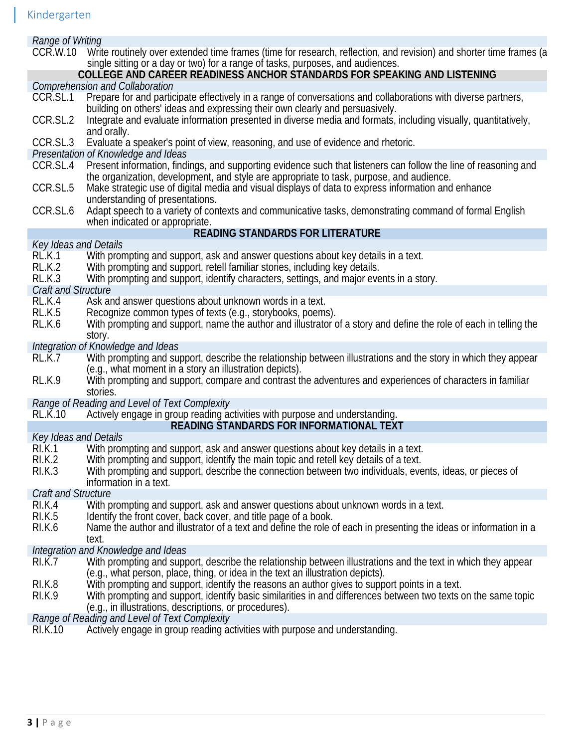*Range of Writing*

| | |
|---|---|
| CCR.W.10 | Write routinely over extended time frames (time for research, reflection, and revision) and shorter time frames (a single sitting or a day or two) for a range of tasks, purposes, and audiences. |

## COLLEGE AND CAREER READINESS ANCHOR STANDARDS FOR SPEAKING AND LISTENING

*Comprehension and Collaboration*

| | |
|---|---|
| CCR.SL.1 | Prepare for and participate effectively in a range of conversations and collaborations with diverse partners, building on others' ideas and expressing their own clearly and persuasively. |
| CCR.SL.2 | Integrate and evaluate information presented in diverse media and formats, including visually, quantitatively, and orally. |
| CCR.SL.3 | Evaluate a speaker's point of view, reasoning, and use of evidence and rhetoric. |

*Presentation of Knowledge and Ideas*

| | |
|---|---|
| CCR.SL.4 | Present information, findings, and supporting evidence such that listeners can follow the line of reasoning and the organization, development, and style are appropriate to task, purpose, and audience. |
| CCR.SL.5 | Make strategic use of digital media and visual displays of data to express information and enhance understanding of presentations. |
| CCR.SL.6 | Adapt speech to a variety of contexts and communicative tasks, demonstrating command of formal English when indicated or appropriate. |

## READING STANDARDS FOR LITERATURE

*Key Ideas and Details*

| | |
|---|---|
| RL.K.1 | With prompting and support, ask and answer questions about key details in a text. |
| RL.K.2 | With prompting and support, retell familiar stories, including key details. |
| RL.K.3 | With prompting and support, identify characters, settings, and major events in a story. |

*Craft and Structure*

| | |
|---|---|
| RL.K.4 | Ask and answer questions about unknown words in a text. |
| RL.K.5 | Recognize common types of texts (e.g., storybooks, poems). |
| RL.K.6 | With prompting and support, name the author and illustrator of a story and define the role of each in telling the story. |

*Integration of Knowledge and Ideas*

| | |
|---|---|
| RL.K.7 | With prompting and support, describe the relationship between illustrations and the story in which they appear (e.g., what moment in a story an illustration depicts). |
| RL.K.9 | With prompting and support, compare and contrast the adventures and experiences of characters in familiar stories. |

*Range of Reading and Level of Text Complexity*

| | |
|---|---|
| RL.K.10 | Actively engage in group reading activities with purpose and understanding. |

## READING STANDARDS FOR INFORMATIONAL TEXT

*Key Ideas and Details*

| | |
|---|---|
| RI.K.1 | With prompting and support, ask and answer questions about key details in a text. |
| RI.K.2 | With prompting and support, identify the main topic and retell key details of a text. |
| RI.K.3 | With prompting and support, describe the connection between two individuals, events, ideas, or pieces of information in a text. |

*Craft and Structure*

| | |
|---|---|
| RI.K.4 | With prompting and support, ask and answer questions about unknown words in a text. |
| RI.K.5 | Identify the front cover, back cover, and title page of a book. |
| RI.K.6 | Name the author and illustrator of a text and define the role of each in presenting the ideas or information in a text. |

*Integration and Knowledge and Ideas*

| | |
|---|---|
| RI.K.7 | With prompting and support, describe the relationship between illustrations and the text in which they appear (e.g., what person, place, thing, or idea in the text an illustration depicts). |
| RI.K.8 | With prompting and support, identify the reasons an author gives to support points in a text. |
| RI.K.9 | With prompting and support, identify basic similarities in and differences between two texts on the same topic (e.g., in illustrations, descriptions, or procedures). |

*Range of Reading and Level of Text Complexity*

| | |
|---|---|
| RI.K.10 | Actively engage in group reading activities with purpose and understanding. |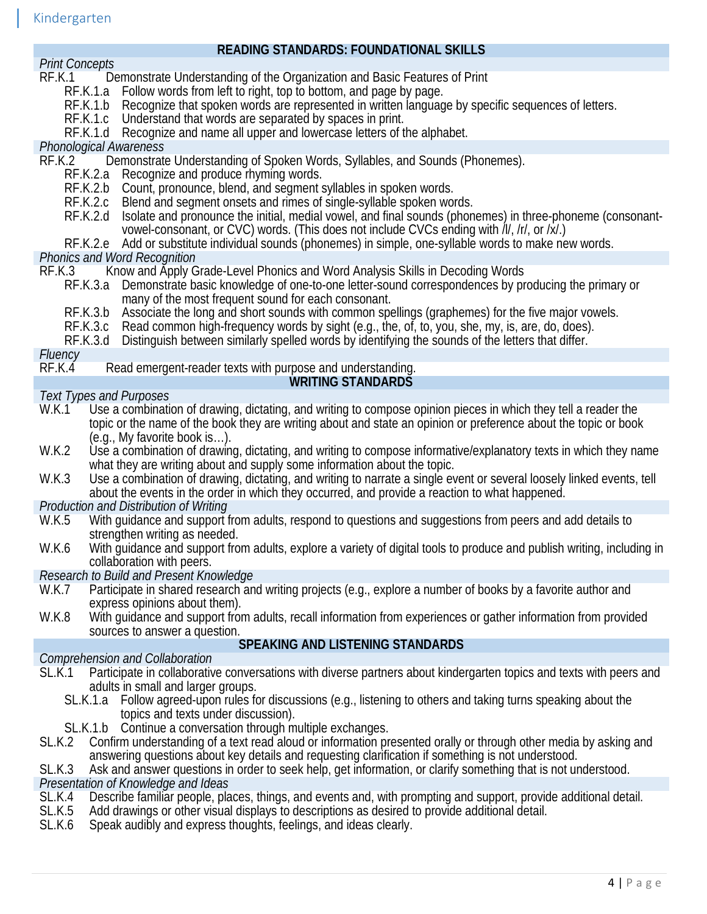## Kindergarten

### READING STANDARDS: FOUNDATIONAL SKILLS

*Print Concepts*

RF.K.1 Demonstrate Understanding of the Organization and Basic Features of Print

- RF.K.1.a Follow words from left to right, top to bottom, and page by page.
- RF.K.1.b Recognize that spoken words are represented in written language by specific sequences of letters.
- RF.K.1.c Understand that words are separated by spaces in print.
- RF.K.1.d Recognize and name all upper and lowercase letters of the alphabet.

*Phonological Awareness*

RF.K.2 Demonstrate Understanding of Spoken Words, Syllables, and Sounds (Phonemes).

- RF.K.2.a Recognize and produce rhyming words.
- RF.K.2.b Count, pronounce, blend, and segment syllables in spoken words.
- RF.K.2.c Blend and segment onsets and rimes of single-syllable spoken words.
- RF.K.2.d Isolate and pronounce the initial, medial vowel, and final sounds (phonemes) in three-phoneme (consonant-vowel-consonant, or CVC) words. (This does not include CVCs ending with /l/, /r/, or /x/.)
- RF.K.2.e Add or substitute individual sounds (phonemes) in simple, one-syllable words to make new words.

*Phonics and Word Recognition*

RF.K.3 Know and Apply Grade-Level Phonics and Word Analysis Skills in Decoding Words

- RF.K.3.a Demonstrate basic knowledge of one-to-one letter-sound correspondences by producing the primary or many of the most frequent sound for each consonant.
- RF.K.3.b Associate the long and short sounds with common spellings (graphemes) for the five major vowels.
- RF.K.3.c Read common high-frequency words by sight (e.g., the, of, to, you, she, my, is, are, do, does).
- RF.K.3.d Distinguish between similarly spelled words by identifying the sounds of the letters that differ.

*Fluency*

RF.K.4 Read emergent-reader texts with purpose and understanding.

### WRITING STANDARDS

*Text Types and Purposes*

W.K.1 Use a combination of drawing, dictating, and writing to compose opinion pieces in which they tell a reader the topic or the name of the book they are writing about and state an opinion or preference about the topic or book (e.g., My favorite book is…).

W.K.2 Use a combination of drawing, dictating, and writing to compose informative/explanatory texts in which they name what they are writing about and supply some information about the topic.

W.K.3 Use a combination of drawing, dictating, and writing to narrate a single event or several loosely linked events, tell about the events in the order in which they occurred, and provide a reaction to what happened.

*Production and Distribution of Writing*

W.K.5 With guidance and support from adults, respond to questions and suggestions from peers and add details to strengthen writing as needed.

W.K.6 With guidance and support from adults, explore a variety of digital tools to produce and publish writing, including in collaboration with peers.

*Research to Build and Present Knowledge*

W.K.7 Participate in shared research and writing projects (e.g., explore a number of books by a favorite author and express opinions about them).

W.K.8 With guidance and support from adults, recall information from experiences or gather information from provided sources to answer a question.

### SPEAKING AND LISTENING STANDARDS

*Comprehension and Collaboration*

SL.K.1 Participate in collaborative conversations with diverse partners about kindergarten topics and texts with peers and adults in small and larger groups.

- SL.K.1.a Follow agreed-upon rules for discussions (e.g., listening to others and taking turns speaking about the topics and texts under discussion).
- SL.K.1.b Continue a conversation through multiple exchanges.

SL.K.2 Confirm understanding of a text read aloud or information presented orally or through other media by asking and answering questions about key details and requesting clarification if something is not understood.

SL.K.3 Ask and answer questions in order to seek help, get information, or clarify something that is not understood.

*Presentation of Knowledge and Ideas*

SL.K.4 Describe familiar people, places, things, and events and, with prompting and support, provide additional detail.

SL.K.5 Add drawings or other visual displays to descriptions as desired to provide additional detail.

SL.K.6 Speak audibly and express thoughts, feelings, and ideas clearly.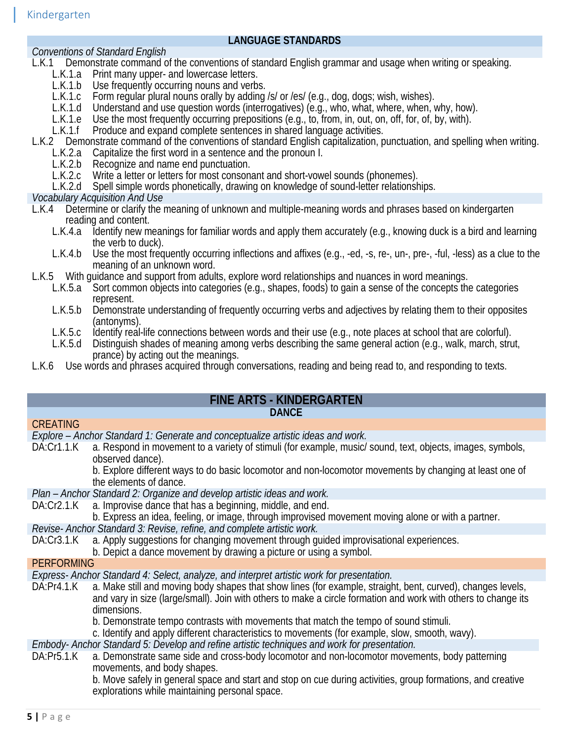## LANGUAGE STANDARDS

*Conventions of Standard English*

L.K.1 Demonstrate command of the conventions of standard English grammar and usage when writing or speaking.

- L.K.1.a Print many upper- and lowercase letters.
- L.K.1.b Use frequently occurring nouns and verbs.
- L.K.1.c Form regular plural nouns orally by adding /s/ or /es/ (e.g., dog, dogs; wish, wishes).
- L.K.1.d Understand and use question words (interrogatives) (e.g., who, what, where, when, why, how).
- L.K.1.e Use the most frequently occurring prepositions (e.g., to, from, in, out, on, off, for, of, by, with).
- L.K.1.f Produce and expand complete sentences in shared language activities.

L.K.2 Demonstrate command of the conventions of standard English capitalization, punctuation, and spelling when writing.

- L.K.2.a Capitalize the first word in a sentence and the pronoun I.
- L.K.2.b Recognize and name end punctuation.
- L.K.2.c Write a letter or letters for most consonant and short-vowel sounds (phonemes).
- L.K.2.d Spell simple words phonetically, drawing on knowledge of sound-letter relationships.

*Vocabulary Acquisition And Use*

L.K.4 Determine or clarify the meaning of unknown and multiple-meaning words and phrases based on kindergarten reading and content.

- L.K.4.a Identify new meanings for familiar words and apply them accurately (e.g., knowing duck is a bird and learning the verb to duck).
- L.K.4.b Use the most frequently occurring inflections and affixes (e.g., -ed, -s, re-, un-, pre-, -ful, -less) as a clue to the meaning of an unknown word.

L.K.5 With guidance and support from adults, explore word relationships and nuances in word meanings.

- L.K.5.a Sort common objects into categories (e.g., shapes, foods) to gain a sense of the concepts the categories represent.
- L.K.5.b Demonstrate understanding of frequently occurring verbs and adjectives by relating them to their opposites (antonyms).
- L.K.5.c Identify real-life connections between words and their use (e.g., note places at school that are colorful).
- L.K.5.d Distinguish shades of meaning among verbs describing the same general action (e.g., walk, march, strut, prance) by acting out the meanings.

L.K.6 Use words and phrases acquired through conversations, reading and being read to, and responding to texts.

## FINE ARTS - KINDERGARTEN

### DANCE

#### CREATING

*Explore – Anchor Standard 1: Generate and conceptualize artistic ideas and work.*

DA:Cr1.1.K
a. Respond in movement to a variety of stimuli (for example, music/ sound, text, objects, images, symbols, observed dance).
b. Explore different ways to do basic locomotor and non-locomotor movements by changing at least one of the elements of dance.

*Plan – Anchor Standard 2: Organize and develop artistic ideas and work.*

DA:Cr2.1.K
a. Improvise dance that has a beginning, middle, and end.
b. Express an idea, feeling, or image, through improvised movement moving alone or with a partner.

*Revise- Anchor Standard 3: Revise, refine, and complete artistic work.*

DA:Cr3.1.K
a. Apply suggestions for changing movement through guided improvisational experiences.
b. Depict a dance movement by drawing a picture or using a symbol.

#### PERFORMING

*Express- Anchor Standard 4: Select, analyze, and interpret artistic work for presentation.*

DA:Pr4.1.K
a. Make still and moving body shapes that show lines (for example, straight, bent, curved), changes levels, and vary in size (large/small). Join with others to make a circle formation and work with others to change its dimensions.
b. Demonstrate tempo contrasts with movements that match the tempo of sound stimuli.
c. Identify and apply different characteristics to movements (for example, slow, smooth, wavy).

*Embody- Anchor Standard 5: Develop and refine artistic techniques and work for presentation.*

DA:Pr5.1.K
a. Demonstrate same side and cross-body locomotor and non-locomotor movements, body patterning movements, and body shapes.
b. Move safely in general space and start and stop on cue during activities, group formations, and creative explorations while maintaining personal space.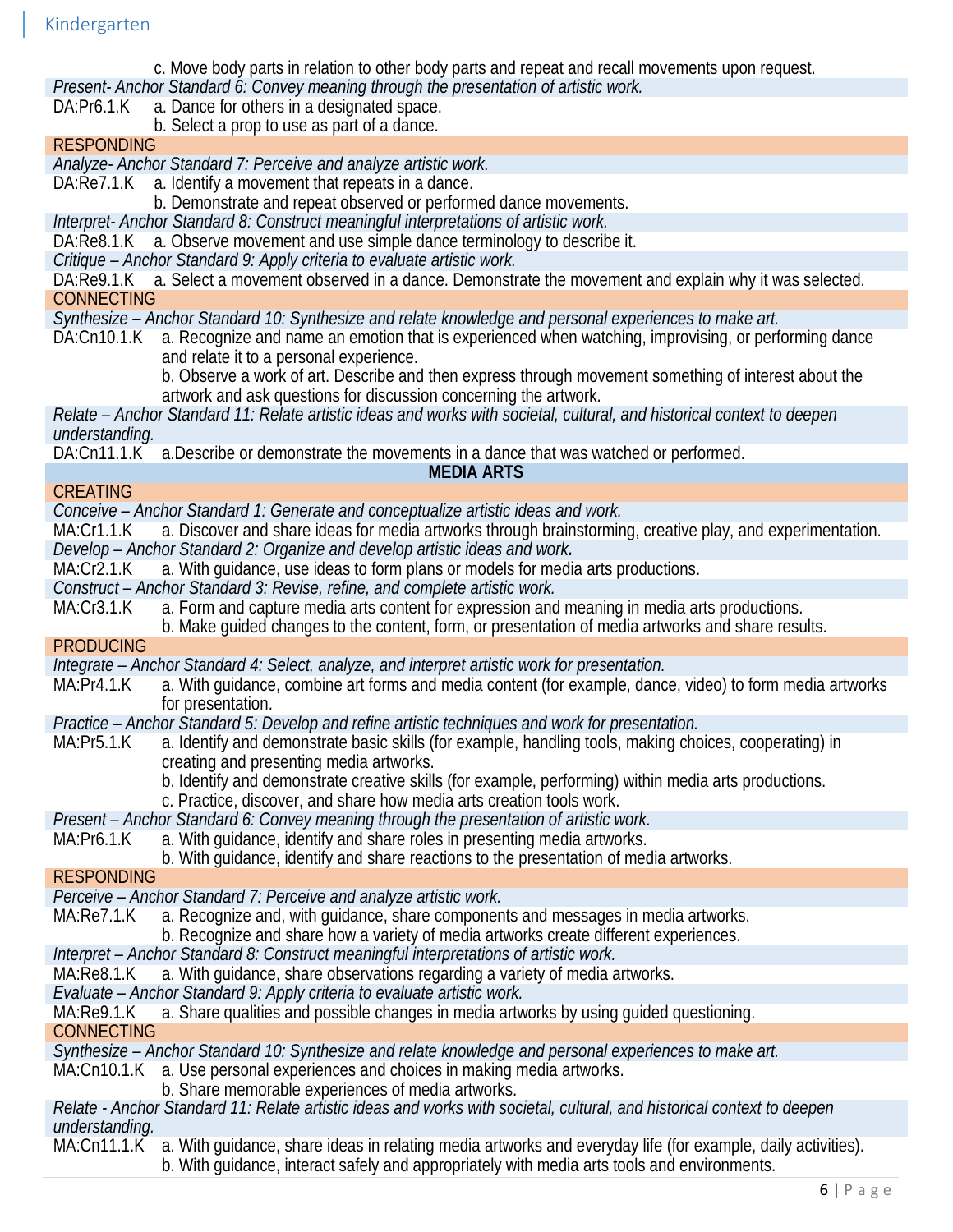c. Move body parts in relation to other body parts and repeat and recall movements upon request.

*Present- Anchor Standard 6: Convey meaning through the presentation of artistic work.*

DA:Pr6.1.K a. Dance for others in a designated space.
b. Select a prop to use as part of a dance.

RESPONDING

*Analyze- Anchor Standard 7: Perceive and analyze artistic work.*

DA:Re7.1.K a. Identify a movement that repeats in a dance.
b. Demonstrate and repeat observed or performed dance movements.

*Interpret- Anchor Standard 8: Construct meaningful interpretations of artistic work.*

DA:Re8.1.K a. Observe movement and use simple dance terminology to describe it.

*Critique – Anchor Standard 9: Apply criteria to evaluate artistic work.*

DA:Re9.1.K a. Select a movement observed in a dance. Demonstrate the movement and explain why it was selected.

CONNECTING

*Synthesize – Anchor Standard 10: Synthesize and relate knowledge and personal experiences to make art.*

DA:Cn10.1.K a. Recognize and name an emotion that is experienced when watching, improvising, or performing dance and relate it to a personal experience.
b. Observe a work of art. Describe and then express through movement something of interest about the artwork and ask questions for discussion concerning the artwork.

*Relate – Anchor Standard 11: Relate artistic ideas and works with societal, cultural, and historical context to deepen understanding.*

DA:Cn11.1.K a.Describe or demonstrate the movements in a dance that was watched or performed.

**MEDIA ARTS**

CREATING

*Conceive – Anchor Standard 1: Generate and conceptualize artistic ideas and work.*

MA:Cr1.1.K a. Discover and share ideas for media artworks through brainstorming, creative play, and experimentation.

*Develop – Anchor Standard 2: Organize and develop artistic ideas and work.*

MA:Cr2.1.K a. With guidance, use ideas to form plans or models for media arts productions.

*Construct – Anchor Standard 3: Revise, refine, and complete artistic work.*

MA:Cr3.1.K a. Form and capture media arts content for expression and meaning in media arts productions.
b. Make guided changes to the content, form, or presentation of media artworks and share results.

PRODUCING

*Integrate – Anchor Standard 4: Select, analyze, and interpret artistic work for presentation.*

MA:Pr4.1.K a. With guidance, combine art forms and media content (for example, dance, video) to form media artworks for presentation.

*Practice – Anchor Standard 5: Develop and refine artistic techniques and work for presentation.*

MA:Pr5.1.K a. Identify and demonstrate basic skills (for example, handling tools, making choices, cooperating) in creating and presenting media artworks.
b. Identify and demonstrate creative skills (for example, performing) within media arts productions.
c. Practice, discover, and share how media arts creation tools work.

*Present – Anchor Standard 6: Convey meaning through the presentation of artistic work.*

MA:Pr6.1.K a. With guidance, identify and share roles in presenting media artworks.
b. With guidance, identify and share reactions to the presentation of media artworks.

RESPONDING

*Perceive – Anchor Standard 7: Perceive and analyze artistic work.*

MA:Re7.1.K a. Recognize and, with guidance, share components and messages in media artworks.
b. Recognize and share how a variety of media artworks create different experiences.

*Interpret – Anchor Standard 8: Construct meaningful interpretations of artistic work.*

MA:Re8.1.K a. With guidance, share observations regarding a variety of media artworks.

*Evaluate – Anchor Standard 9: Apply criteria to evaluate artistic work.*

MA:Re9.1.K a. Share qualities and possible changes in media artworks by using guided questioning.

CONNECTING

*Synthesize – Anchor Standard 10: Synthesize and relate knowledge and personal experiences to make art.*

MA:Cn10.1.K a. Use personal experiences and choices in making media artworks.
b. Share memorable experiences of media artworks.

*Relate - Anchor Standard 11: Relate artistic ideas and works with societal, cultural, and historical context to deepen understanding.*

MA:Cn11.1.K a. With guidance, share ideas in relating media artworks and everyday life (for example, daily activities).
b. With guidance, interact safely and appropriately with media arts tools and environments.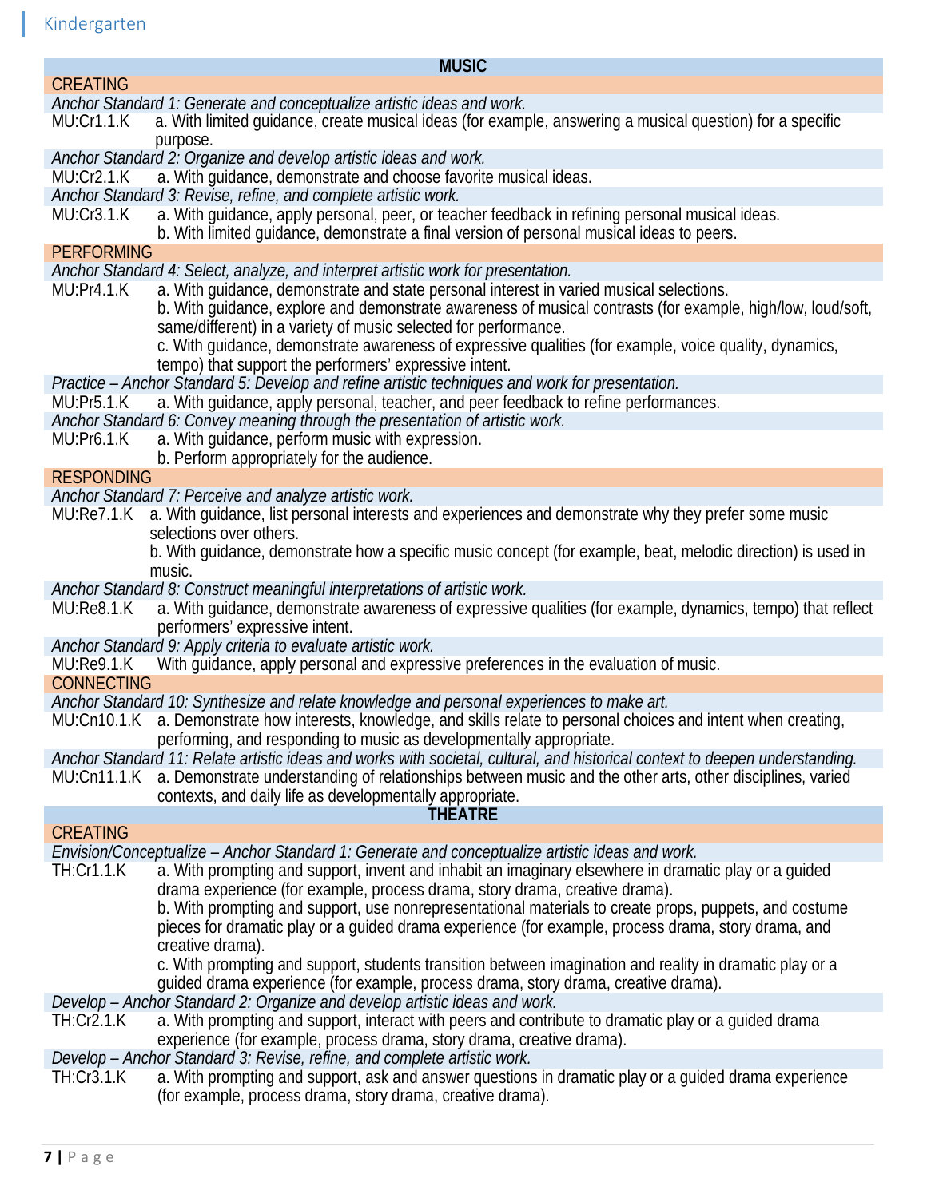Kindergarten

## MUSIC

### CREATING

*Anchor Standard 1: Generate and conceptualize artistic ideas and work.*

MU:Cr1.1.K a. With limited guidance, create musical ideas (for example, answering a musical question) for a specific purpose.

*Anchor Standard 2: Organize and develop artistic ideas and work.*

MU:Cr2.1.K a. With guidance, demonstrate and choose favorite musical ideas.

*Anchor Standard 3: Revise, refine, and complete artistic work.*

MU:Cr3.1.K a. With guidance, apply personal, peer, or teacher feedback in refining personal musical ideas.
b. With limited guidance, demonstrate a final version of personal musical ideas to peers.

### PERFORMING

*Anchor Standard 4: Select, analyze, and interpret artistic work for presentation.*

MU:Pr4.1.K a. With guidance, demonstrate and state personal interest in varied musical selections.
b. With guidance, explore and demonstrate awareness of musical contrasts (for example, high/low, loud/soft, same/different) in a variety of music selected for performance.
c. With guidance, demonstrate awareness of expressive qualities (for example, voice quality, dynamics, tempo) that support the performers' expressive intent.

*Practice – Anchor Standard 5: Develop and refine artistic techniques and work for presentation.*

MU:Pr5.1.K a. With guidance, apply personal, teacher, and peer feedback to refine performances.

*Anchor Standard 6: Convey meaning through the presentation of artistic work.*

MU:Pr6.1.K a. With guidance, perform music with expression.
b. Perform appropriately for the audience.

### RESPONDING

*Anchor Standard 7: Perceive and analyze artistic work.*

MU:Re7.1.K a. With guidance, list personal interests and experiences and demonstrate why they prefer some music selections over others.
b. With guidance, demonstrate how a specific music concept (for example, beat, melodic direction) is used in music.

*Anchor Standard 8: Construct meaningful interpretations of artistic work.*

MU:Re8.1.K a. With guidance, demonstrate awareness of expressive qualities (for example, dynamics, tempo) that reflect performers' expressive intent.

*Anchor Standard 9: Apply criteria to evaluate artistic work.*

MU:Re9.1.K With guidance, apply personal and expressive preferences in the evaluation of music.

### CONNECTING

*Anchor Standard 10: Synthesize and relate knowledge and personal experiences to make art.*

MU:Cn10.1.K a. Demonstrate how interests, knowledge, and skills relate to personal choices and intent when creating, performing, and responding to music as developmentally appropriate.

*Anchor Standard 11: Relate artistic ideas and works with societal, cultural, and historical context to deepen understanding.*

MU:Cn11.1.K a. Demonstrate understanding of relationships between music and the other arts, other disciplines, varied contexts, and daily life as developmentally appropriate.

## THEATRE

### CREATING

*Envision/Conceptualize – Anchor Standard 1: Generate and conceptualize artistic ideas and work.*

TH:Cr1.1.K a. With prompting and support, invent and inhabit an imaginary elsewhere in dramatic play or a guided drama experience (for example, process drama, story drama, creative drama).
b. With prompting and support, use nonrepresentational materials to create props, puppets, and costume pieces for dramatic play or a guided drama experience (for example, process drama, story drama, and creative drama).
c. With prompting and support, students transition between imagination and reality in dramatic play or a guided drama experience (for example, process drama, story drama, creative drama).

*Develop – Anchor Standard 2: Organize and develop artistic ideas and work.*

TH:Cr2.1.K a. With prompting and support, interact with peers and contribute to dramatic play or a guided drama experience (for example, process drama, story drama, creative drama).

*Develop – Anchor Standard 3: Revise, refine, and complete artistic work.*

TH:Cr3.1.K a. With prompting and support, ask and answer questions in dramatic play or a guided drama experience (for example, process drama, story drama, creative drama).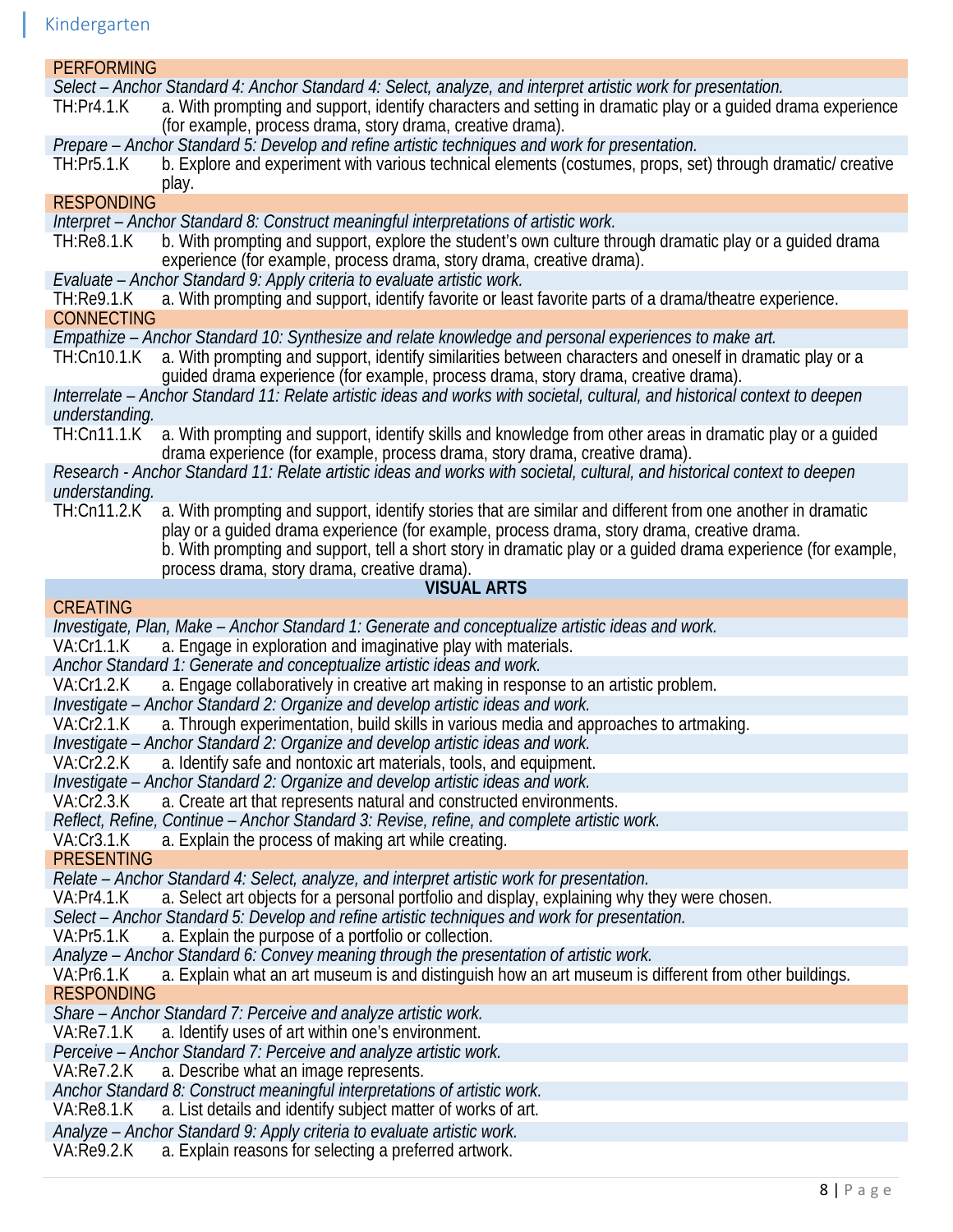PERFORMING

*Select – Anchor Standard 4: Anchor Standard 4: Select, analyze, and interpret artistic work for presentation.*

TH:Pr4.1.K a. With prompting and support, identify characters and setting in dramatic play or a guided drama experience (for example, process drama, story drama, creative drama).

*Prepare – Anchor Standard 5: Develop and refine artistic techniques and work for presentation.*

TH:Pr5.1.K b. Explore and experiment with various technical elements (costumes, props, set) through dramatic/ creative play.

RESPONDING

*Interpret – Anchor Standard 8: Construct meaningful interpretations of artistic work.*

TH:Re8.1.K b. With prompting and support, explore the student's own culture through dramatic play or a guided drama experience (for example, process drama, story drama, creative drama).

*Evaluate – Anchor Standard 9: Apply criteria to evaluate artistic work.*

TH:Re9.1.K a. With prompting and support, identify favorite or least favorite parts of a drama/theatre experience.

CONNECTING

*Empathize – Anchor Standard 10: Synthesize and relate knowledge and personal experiences to make art.*

TH:Cn10.1.K a. With prompting and support, identify similarities between characters and oneself in dramatic play or a guided drama experience (for example, process drama, story drama, creative drama).

*Interrelate – Anchor Standard 11: Relate artistic ideas and works with societal, cultural, and historical context to deepen understanding.*

TH:Cn11.1.K a. With prompting and support, identify skills and knowledge from other areas in dramatic play or a guided drama experience (for example, process drama, story drama, creative drama).

*Research - Anchor Standard 11: Relate artistic ideas and works with societal, cultural, and historical context to deepen understanding.*

TH:Cn11.2.K a. With prompting and support, identify stories that are similar and different from one another in dramatic play or a guided drama experience (for example, process drama, story drama, creative drama.
b. With prompting and support, tell a short story in dramatic play or a guided drama experience (for example, process drama, story drama, creative drama).

## VISUAL ARTS

CREATING

*Investigate, Plan, Make – Anchor Standard 1: Generate and conceptualize artistic ideas and work.*

VA:Cr1.1.K a. Engage in exploration and imaginative play with materials.

*Anchor Standard 1: Generate and conceptualize artistic ideas and work.*

VA:Cr1.2.K a. Engage collaboratively in creative art making in response to an artistic problem.

*Investigate – Anchor Standard 2: Organize and develop artistic ideas and work.*

VA:Cr2.1.K a. Through experimentation, build skills in various media and approaches to artmaking.

*Investigate – Anchor Standard 2: Organize and develop artistic ideas and work.*

VA:Cr2.2.K a. Identify safe and nontoxic art materials, tools, and equipment.

*Investigate – Anchor Standard 2: Organize and develop artistic ideas and work.*

VA:Cr2.3.K a. Create art that represents natural and constructed environments.

*Reflect, Refine, Continue – Anchor Standard 3: Revise, refine, and complete artistic work.*

VA:Cr3.1.K a. Explain the process of making art while creating.

PRESENTING

*Relate – Anchor Standard 4: Select, analyze, and interpret artistic work for presentation.*

VA:Pr4.1.K a. Select art objects for a personal portfolio and display, explaining why they were chosen.

*Select – Anchor Standard 5: Develop and refine artistic techniques and work for presentation.*

VA:Pr5.1.K a. Explain the purpose of a portfolio or collection.

*Analyze – Anchor Standard 6: Convey meaning through the presentation of artistic work.*

VA:Pr6.1.K a. Explain what an art museum is and distinguish how an art museum is different from other buildings.

RESPONDING

*Share – Anchor Standard 7: Perceive and analyze artistic work.*

VA:Re7.1.K a. Identify uses of art within one's environment.

*Perceive – Anchor Standard 7: Perceive and analyze artistic work.*

VA:Re7.2.K a. Describe what an image represents.

*Anchor Standard 8: Construct meaningful interpretations of artistic work.*

VA:Re8.1.K a. List details and identify subject matter of works of art.

*Analyze – Anchor Standard 9: Apply criteria to evaluate artistic work.*

VA:Re9.2.K a. Explain reasons for selecting a preferred artwork.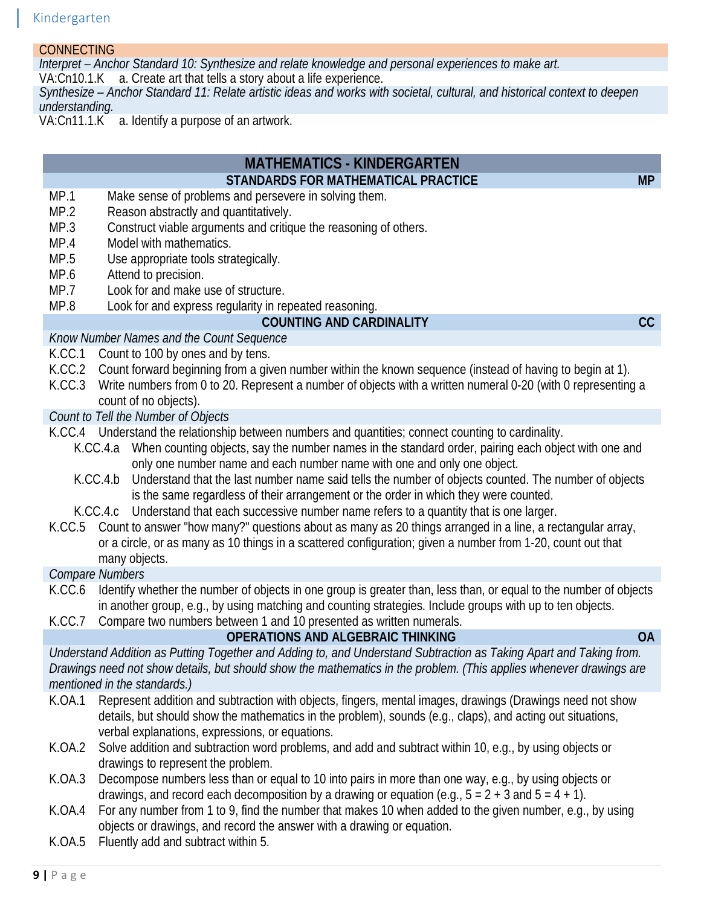## CONNECTING

*Interpret – Anchor Standard 10: Synthesize and relate knowledge and personal experiences to make art.*

VA:Cn10.1.K a. Create art that tells a story about a life experience.

*Synthesize – Anchor Standard 11: Relate artistic ideas and works with societal, cultural, and historical context to deepen understanding.*

VA:Cn11.1.K a. Identify a purpose of an artwork.

# MATHEMATICS - KINDERGARTEN

## STANDARDS FOR MATHEMATICAL PRACTICE — MP

- MP.1 Make sense of problems and persevere in solving them.
- MP.2 Reason abstractly and quantitatively.
- MP.3 Construct viable arguments and critique the reasoning of others.
- MP.4 Model with mathematics.
- MP.5 Use appropriate tools strategically.
- MP.6 Attend to precision.
- MP.7 Look for and make use of structure.
- MP.8 Look for and express regularity in repeated reasoning.

## COUNTING AND CARDINALITY — CC

*Know Number Names and the Count Sequence*

- K.CC.1 Count to 100 by ones and by tens.
- K.CC.2 Count forward beginning from a given number within the known sequence (instead of having to begin at 1).
- K.CC.3 Write numbers from 0 to 20. Represent a number of objects with a written numeral 0-20 (with 0 representing a count of no objects).

*Count to Tell the Number of Objects*

- K.CC.4 Understand the relationship between numbers and quantities; connect counting to cardinality.
  - K.CC.4.a When counting objects, say the number names in the standard order, pairing each object with one and only one number name and each number name with one and only one object.
  - K.CC.4.b Understand that the last number name said tells the number of objects counted. The number of objects is the same regardless of their arrangement or the order in which they were counted.
  - K.CC.4.c Understand that each successive number name refers to a quantity that is one larger.
- K.CC.5 Count to answer "how many?" questions about as many as 20 things arranged in a line, a rectangular array, or a circle, or as many as 10 things in a scattered configuration; given a number from 1-20, count out that many objects.

*Compare Numbers*

- K.CC.6 Identify whether the number of objects in one group is greater than, less than, or equal to the number of objects in another group, e.g., by using matching and counting strategies. Include groups with up to ten objects.
- K.CC.7 Compare two numbers between 1 and 10 presented as written numerals.

## OPERATIONS AND ALGEBRAIC THINKING — OA

*Understand Addition as Putting Together and Adding to, and Understand Subtraction as Taking Apart and Taking from. Drawings need not show details, but should show the mathematics in the problem. (This applies whenever drawings are mentioned in the standards.)*

- K.OA.1 Represent addition and subtraction with objects, fingers, mental images, drawings (Drawings need not show details, but should show the mathematics in the problem), sounds (e.g., claps), and acting out situations, verbal explanations, expressions, or equations.
- K.OA.2 Solve addition and subtraction word problems, and add and subtract within 10, e.g., by using objects or drawings to represent the problem.
- K.OA.3 Decompose numbers less than or equal to 10 into pairs in more than one way, e.g., by using objects or drawings, and record each decomposition by a drawing or equation (e.g., $5 = 2 + 3$ and $5 = 4 + 1$).
- K.OA.4 For any number from 1 to 9, find the number that makes 10 when added to the given number, e.g., by using objects or drawings, and record the answer with a drawing or equation.
- K.OA.5 Fluently add and subtract within 5.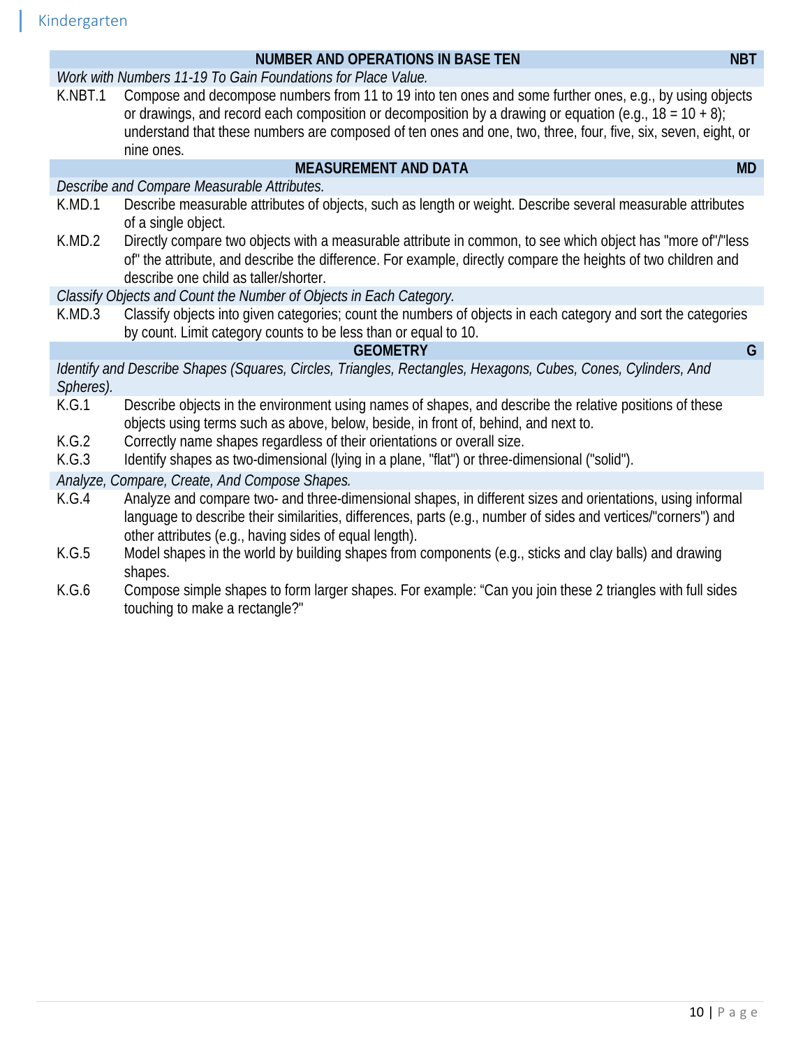## NUMBER AND OPERATIONS IN BASE TEN — NBT

*Work with Numbers 11-19 To Gain Foundations for Place Value.*

K.NBT.1 Compose and decompose numbers from 11 to 19 into ten ones and some further ones, e.g., by using objects or drawings, and record each composition or decomposition by a drawing or equation (e.g., 18 = 10 + 8); understand that these numbers are composed of ten ones and one, two, three, four, five, six, seven, eight, or nine ones.

## MEASUREMENT AND DATA — MD

*Describe and Compare Measurable Attributes.*

K.MD.1 Describe measurable attributes of objects, such as length or weight. Describe several measurable attributes of a single object.

K.MD.2 Directly compare two objects with a measurable attribute in common, to see which object has "more of"/"less of" the attribute, and describe the difference. For example, directly compare the heights of two children and describe one child as taller/shorter.

*Classify Objects and Count the Number of Objects in Each Category.*

K.MD.3 Classify objects into given categories; count the numbers of objects in each category and sort the categories by count. Limit category counts to be less than or equal to 10.

## GEOMETRY — G

*Identify and Describe Shapes (Squares, Circles, Triangles, Rectangles, Hexagons, Cubes, Cones, Cylinders, And Spheres).*

K.G.1 Describe objects in the environment using names of shapes, and describe the relative positions of these objects using terms such as above, below, beside, in front of, behind, and next to.

K.G.2 Correctly name shapes regardless of their orientations or overall size.

K.G.3 Identify shapes as two-dimensional (lying in a plane, "flat") or three-dimensional ("solid").

*Analyze, Compare, Create, And Compose Shapes.*

K.G.4 Analyze and compare two- and three-dimensional shapes, in different sizes and orientations, using informal language to describe their similarities, differences, parts (e.g., number of sides and vertices/"corners") and other attributes (e.g., having sides of equal length).

K.G.5 Model shapes in the world by building shapes from components (e.g., sticks and clay balls) and drawing shapes.

K.G.6 Compose simple shapes to form larger shapes. For example: "Can you join these 2 triangles with full sides touching to make a rectangle?"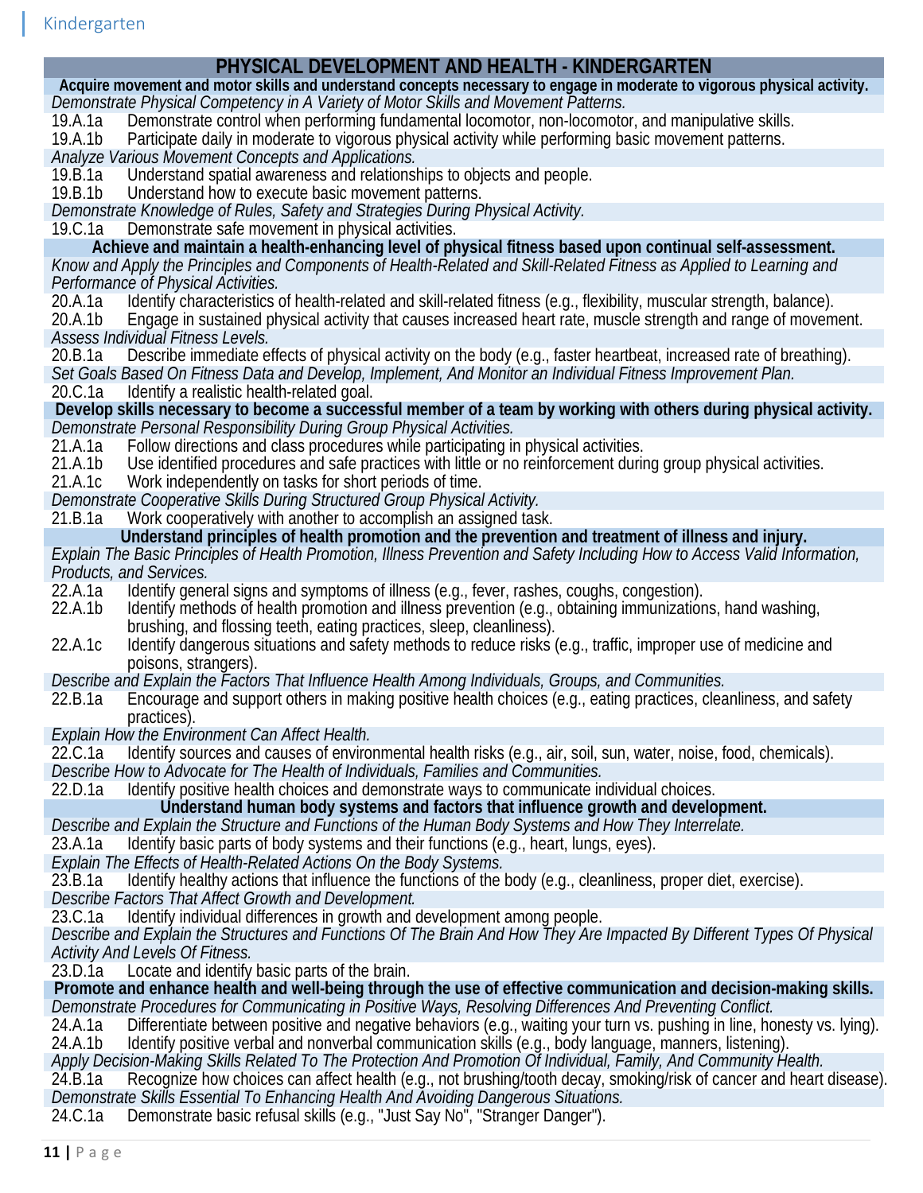## PHYSICAL DEVELOPMENT AND HEALTH - KINDERGARTEN

**Acquire movement and motor skills and understand concepts necessary to engage in moderate to vigorous physical activity.**

*Demonstrate Physical Competency in A Variety of Motor Skills and Movement Patterns.*

- 19.A.1a Demonstrate control when performing fundamental locomotor, non-locomotor, and manipulative skills.
- 19.A.1b Participate daily in moderate to vigorous physical activity while performing basic movement patterns.

*Analyze Various Movement Concepts and Applications.*

- 19.B.1a Understand spatial awareness and relationships to objects and people.
- 19.B.1b Understand how to execute basic movement patterns.

*Demonstrate Knowledge of Rules, Safety and Strategies During Physical Activity.*

- 19.C.1a Demonstrate safe movement in physical activities.

**Achieve and maintain a health-enhancing level of physical fitness based upon continual self-assessment.**

*Know and Apply the Principles and Components of Health-Related and Skill-Related Fitness as Applied to Learning and Performance of Physical Activities.*

- 20.A.1a Identify characteristics of health-related and skill-related fitness (e.g., flexibility, muscular strength, balance).
- 20.A.1b Engage in sustained physical activity that causes increased heart rate, muscle strength and range of movement.

*Assess Individual Fitness Levels.*

- 20.B.1a Describe immediate effects of physical activity on the body (e.g., faster heartbeat, increased rate of breathing).

*Set Goals Based On Fitness Data and Develop, Implement, And Monitor an Individual Fitness Improvement Plan.*

- 20.C.1a Identify a realistic health-related goal.

**Develop skills necessary to become a successful member of a team by working with others during physical activity.**

*Demonstrate Personal Responsibility During Group Physical Activities.*

- 21.A.1a Follow directions and class procedures while participating in physical activities.
- 21.A.1b Use identified procedures and safe practices with little or no reinforcement during group physical activities.
- 21.A.1c Work independently on tasks for short periods of time.

*Demonstrate Cooperative Skills During Structured Group Physical Activity.*

- 21.B.1a Work cooperatively with another to accomplish an assigned task.

**Understand principles of health promotion and the prevention and treatment of illness and injury.**

*Explain The Basic Principles of Health Promotion, Illness Prevention and Safety Including How to Access Valid Information, Products, and Services.*

- 22.A.1a Identify general signs and symptoms of illness (e.g., fever, rashes, coughs, congestion).
- 22.A.1b Identify methods of health promotion and illness prevention (e.g., obtaining immunizations, hand washing, brushing, and flossing teeth, eating practices, sleep, cleanliness).
- 22.A.1c Identify dangerous situations and safety methods to reduce risks (e.g., traffic, improper use of medicine and poisons, strangers).

*Describe and Explain the Factors That Influence Health Among Individuals, Groups, and Communities.*

- 22.B.1a Encourage and support others in making positive health choices (e.g., eating practices, cleanliness, and safety practices).

*Explain How the Environment Can Affect Health.*

- 22.C.1a Identify sources and causes of environmental health risks (e.g., air, soil, sun, water, noise, food, chemicals).

*Describe How to Advocate for The Health of Individuals, Families and Communities.*

- 22.D.1a Identify positive health choices and demonstrate ways to communicate individual choices.

**Understand human body systems and factors that influence growth and development.**

*Describe and Explain the Structure and Functions of the Human Body Systems and How They Interrelate.*

- 23.A.1a Identify basic parts of body systems and their functions (e.g., heart, lungs, eyes).

*Explain The Effects of Health-Related Actions On the Body Systems.*

- 23.B.1a Identify healthy actions that influence the functions of the body (e.g., cleanliness, proper diet, exercise).

*Describe Factors That Affect Growth and Development.*

- 23.C.1a Identify individual differences in growth and development among people.

*Describe and Explain the Structures and Functions Of The Brain And How They Are Impacted By Different Types Of Physical Activity And Levels Of Fitness.*

- 23.D.1a Locate and identify basic parts of the brain.

**Promote and enhance health and well-being through the use of effective communication and decision-making skills.**

*Demonstrate Procedures for Communicating in Positive Ways, Resolving Differences And Preventing Conflict.*

- 24.A.1a Differentiate between positive and negative behaviors (e.g., waiting your turn vs. pushing in line, honesty vs. lying).
- 24.A.1b Identify positive verbal and nonverbal communication skills (e.g., body language, manners, listening).

*Apply Decision-Making Skills Related To The Protection And Promotion Of Individual, Family, And Community Health.*

- 24.B.1a Recognize how choices can affect health (e.g., not brushing/tooth decay, smoking/risk of cancer and heart disease).

*Demonstrate Skills Essential To Enhancing Health And Avoiding Dangerous Situations.*

- 24.C.1a Demonstrate basic refusal skills (e.g., "Just Say No", "Stranger Danger").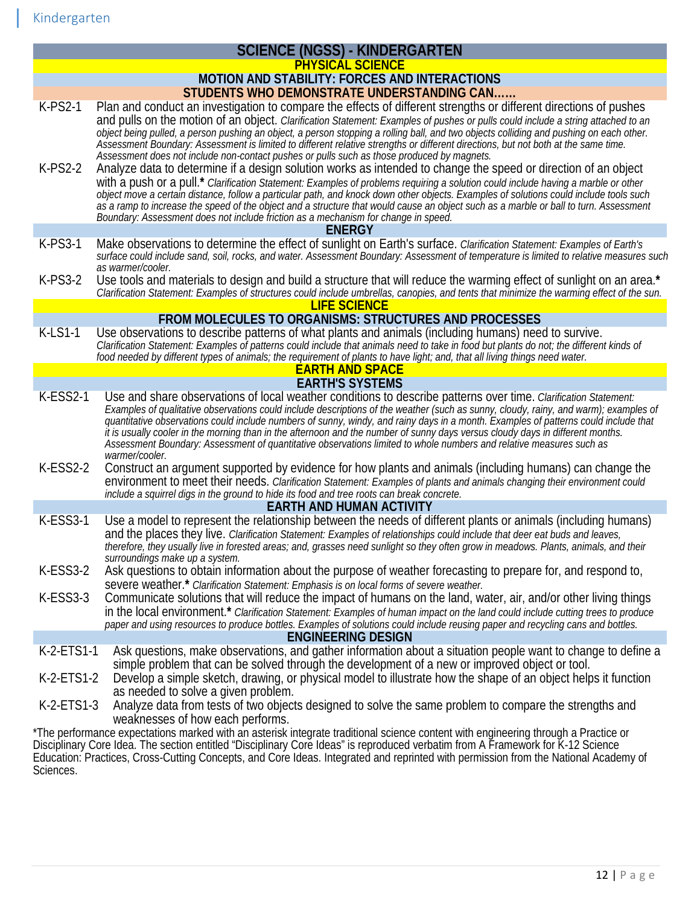# SCIENCE (NGSS) - KINDERGARTEN

## PHYSICAL SCIENCE

### MOTION AND STABILITY: FORCES AND INTERACTIONS

**STUDENTS WHO DEMONSTRATE UNDERSTANDING CAN……**

| | |
|---|---|
| K-PS2-1 | Plan and conduct an investigation to compare the effects of different strengths or different directions of pushes and pulls on the motion of an object. *Clarification Statement: Examples of pushes or pulls could include a string attached to an object being pulled, a person pushing an object, a person stopping a rolling ball, and two objects colliding and pushing on each other. Assessment Boundary: Assessment is limited to different relative strengths or different directions, but not both at the same time. Assessment does not include non-contact pushes or pulls such as those produced by magnets.* |
| K-PS2-2 | Analyze data to determine if a design solution works as intended to change the speed or direction of an object with a push or a pull.* *Clarification Statement: Examples of problems requiring a solution could include having a marble or other object move a certain distance, follow a particular path, and knock down other objects. Examples of solutions could include tools such as a ramp to increase the speed of the object and a structure that would cause an object such as a marble or ball to turn. Assessment Boundary: Assessment does not include friction as a mechanism for change in speed.* |

### ENERGY

| | |
|---|---|
| K-PS3-1 | Make observations to determine the effect of sunlight on Earth's surface. *Clarification Statement: Examples of Earth's surface could include sand, soil, rocks, and water. Assessment Boundary: Assessment of temperature is limited to relative measures such as warmer/cooler.* |
| K-PS3-2 | Use tools and materials to design and build a structure that will reduce the warming effect of sunlight on an area.* *Clarification Statement: Examples of structures could include umbrellas, canopies, and tents that minimize the warming effect of the sun.* |

## LIFE SCIENCE

### FROM MOLECULES TO ORGANISMS: STRUCTURES AND PROCESSES

| | |
|---|---|
| K-LS1-1 | Use observations to describe patterns of what plants and animals (including humans) need to survive. *Clarification Statement: Examples of patterns could include that animals need to take in food but plants do not; the different kinds of food needed by different types of animals; the requirement of plants to have light; and, that all living things need water.* |

## EARTH AND SPACE

### EARTH'S SYSTEMS

| | |
|---|---|
| K-ESS2-1 | Use and share observations of local weather conditions to describe patterns over time. *Clarification Statement: Examples of qualitative observations could include descriptions of the weather (such as sunny, cloudy, rainy, and warm); examples of quantitative observations could include numbers of sunny, windy, and rainy days in a month. Examples of patterns could include that it is usually cooler in the morning than in the afternoon and the number of sunny days versus cloudy days in different months. Assessment Boundary: Assessment of quantitative observations limited to whole numbers and relative measures such as warmer/cooler.* |
| K-ESS2-2 | Construct an argument supported by evidence for how plants and animals (including humans) can change the environment to meet their needs. *Clarification Statement: Examples of plants and animals changing their environment could include a squirrel digs in the ground to hide its food and tree roots can break concrete.* |

### EARTH AND HUMAN ACTIVITY

| | |
|---|---|
| K-ESS3-1 | Use a model to represent the relationship between the needs of different plants or animals (including humans) and the places they live. *Clarification Statement: Examples of relationships could include that deer eat buds and leaves, therefore, they usually live in forested areas; and, grasses need sunlight so they often grow in meadows. Plants, animals, and their surroundings make up a system.* |
| K-ESS3-2 | Ask questions to obtain information about the purpose of weather forecasting to prepare for, and respond to, severe weather.* *Clarification Statement: Emphasis is on local forms of severe weather.* |
| K-ESS3-3 | Communicate solutions that will reduce the impact of humans on the land, water, air, and/or other living things in the local environment.* *Clarification Statement: Examples of human impact on the land could include cutting trees to produce paper and using resources to produce bottles. Examples of solutions could include reusing paper and recycling cans and bottles.* |

### ENGINEERING DESIGN

| | |
|---|---|
| K-2-ETS1-1 | Ask questions, make observations, and gather information about a situation people want to change to define a simple problem that can be solved through the development of a new or improved object or tool. |
| K-2-ETS1-2 | Develop a simple sketch, drawing, or physical model to illustrate how the shape of an object helps it function as needed to solve a given problem. |
| K-2-ETS1-3 | Analyze data from tests of two objects designed to solve the same problem to compare the strengths and weaknesses of how each performs. |

*The performance expectations marked with an asterisk integrate traditional science content with engineering through a Practice or Disciplinary Core Idea. The section entitled "Disciplinary Core Ideas" is reproduced verbatim from A Framework for K-12 Science Education: Practices, Cross-Cutting Concepts, and Core Ideas. Integrated and reprinted with permission from the National Academy of Sciences.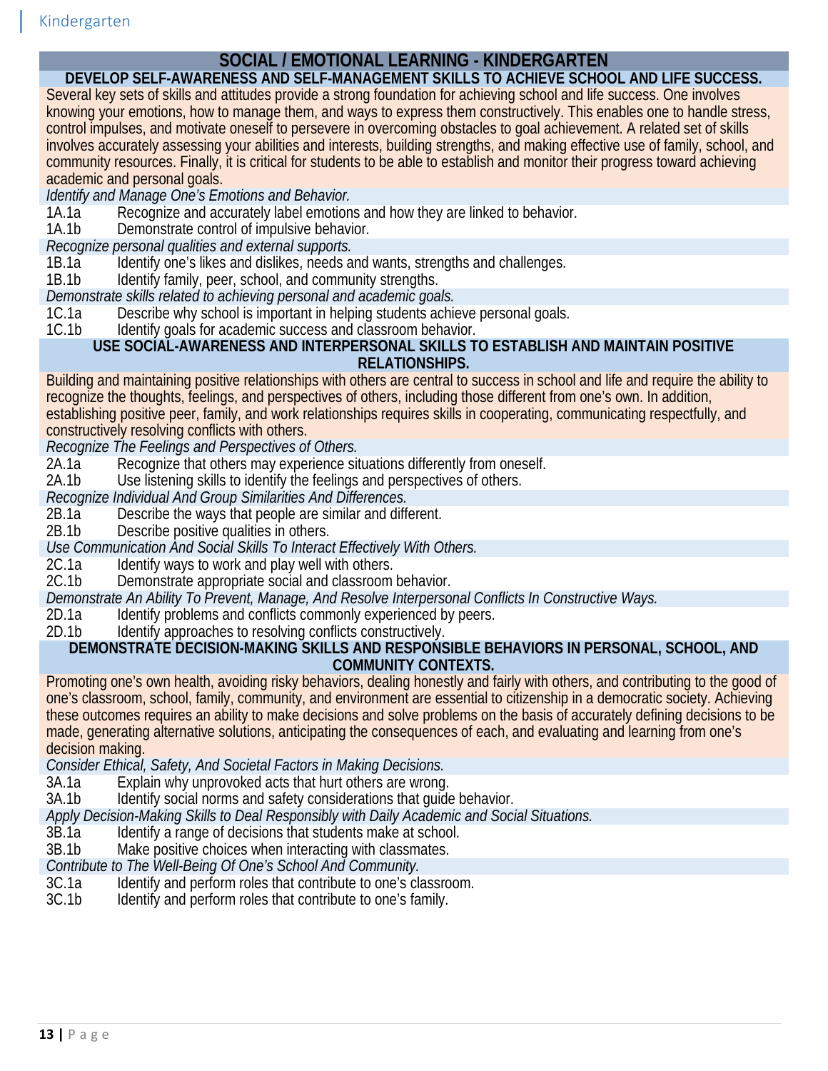# SOCIAL / EMOTIONAL LEARNING - KINDERGARTEN

## DEVELOP SELF-AWARENESS AND SELF-MANAGEMENT SKILLS TO ACHIEVE SCHOOL AND LIFE SUCCESS.

Several key sets of skills and attitudes provide a strong foundation for achieving school and life success. One involves knowing your emotions, how to manage them, and ways to express them constructively. This enables one to handle stress, control impulses, and motivate oneself to persevere in overcoming obstacles to goal achievement. A related set of skills involves accurately assessing your abilities and interests, building strengths, and making effective use of family, school, and community resources. Finally, it is critical for students to be able to establish and monitor their progress toward achieving academic and personal goals.

*Identify and Manage One's Emotions and Behavior.*

1A.1a Recognize and accurately label emotions and how they are linked to behavior.
1A.1b Demonstrate control of impulsive behavior.

*Recognize personal qualities and external supports.*

1B.1a Identify one's likes and dislikes, needs and wants, strengths and challenges.
1B.1b Identify family, peer, school, and community strengths.

*Demonstrate skills related to achieving personal and academic goals.*

1C.1a Describe why school is important in helping students achieve personal goals.
1C.1b Identify goals for academic success and classroom behavior.

## USE SOCIAL-AWARENESS AND INTERPERSONAL SKILLS TO ESTABLISH AND MAINTAIN POSITIVE RELATIONSHIPS.

Building and maintaining positive relationships with others are central to success in school and life and require the ability to recognize the thoughts, feelings, and perspectives of others, including those different from one's own. In addition, establishing positive peer, family, and work relationships requires skills in cooperating, communicating respectfully, and constructively resolving conflicts with others.

*Recognize The Feelings and Perspectives of Others.*

2A.1a Recognize that others may experience situations differently from oneself.
2A.1b Use listening skills to identify the feelings and perspectives of others.

*Recognize Individual And Group Similarities And Differences.*

2B.1a Describe the ways that people are similar and different.
2B.1b Describe positive qualities in others.

*Use Communication And Social Skills To Interact Effectively With Others.*

2C.1a Identify ways to work and play well with others.
2C.1b Demonstrate appropriate social and classroom behavior.

*Demonstrate An Ability To Prevent, Manage, And Resolve Interpersonal Conflicts In Constructive Ways.*

2D.1a Identify problems and conflicts commonly experienced by peers.
2D.1b Identify approaches to resolving conflicts constructively.

## DEMONSTRATE DECISION-MAKING SKILLS AND RESPONSIBLE BEHAVIORS IN PERSONAL, SCHOOL, AND COMMUNITY CONTEXTS.

Promoting one's own health, avoiding risky behaviors, dealing honestly and fairly with others, and contributing to the good of one's classroom, school, family, community, and environment are essential to citizenship in a democratic society. Achieving these outcomes requires an ability to make decisions and solve problems on the basis of accurately defining decisions to be made, generating alternative solutions, anticipating the consequences of each, and evaluating and learning from one's decision making.

*Consider Ethical, Safety, And Societal Factors in Making Decisions.*

3A.1a Explain why unprovoked acts that hurt others are wrong.
3A.1b Identify social norms and safety considerations that guide behavior.

*Apply Decision-Making Skills to Deal Responsibly with Daily Academic and Social Situations.*

3B.1a Identify a range of decisions that students make at school.
3B.1b Make positive choices when interacting with classmates.

*Contribute to The Well-Being Of One's School And Community.*

3C.1a Identify and perform roles that contribute to one's classroom.
3C.1b Identify and perform roles that contribute to one's family.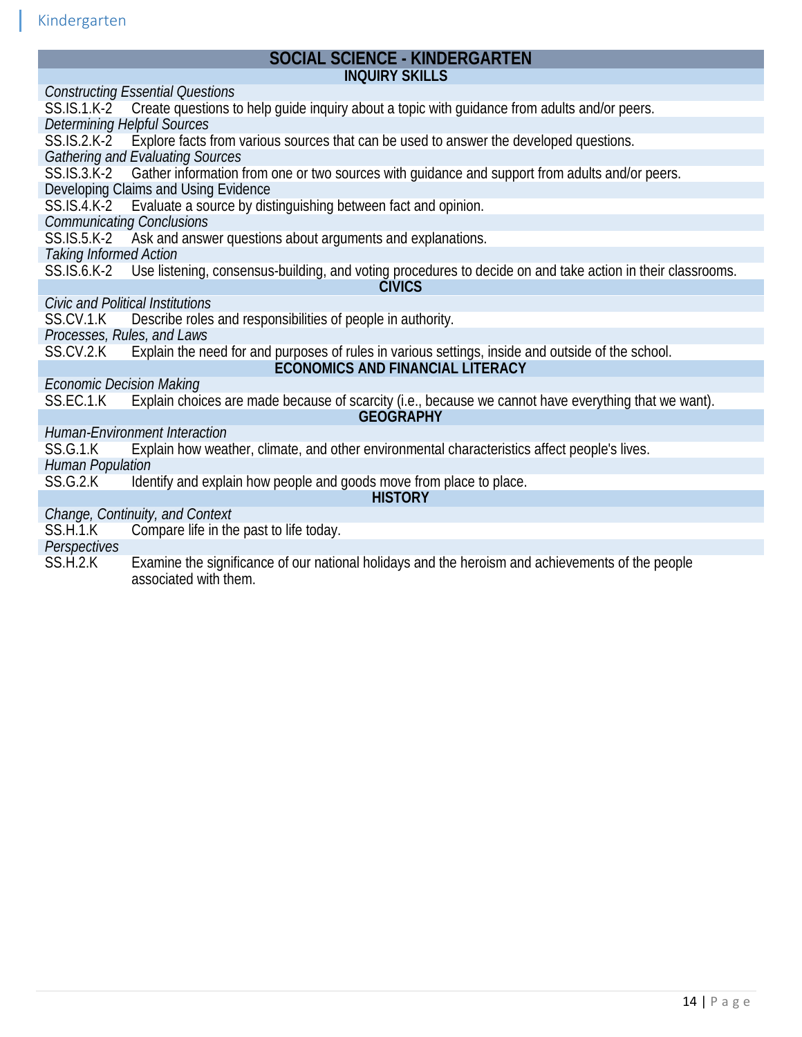## SOCIAL SCIENCE - KINDERGARTEN

### INQUIRY SKILLS

*Constructing Essential Questions*

SS.IS.1.K-2 Create questions to help guide inquiry about a topic with guidance from adults and/or peers.

*Determining Helpful Sources*

SS.IS.2.K-2 Explore facts from various sources that can be used to answer the developed questions.

*Gathering and Evaluating Sources*

SS.IS.3.K-2 Gather information from one or two sources with guidance and support from adults and/or peers.

Developing Claims and Using Evidence

SS.IS.4.K-2 Evaluate a source by distinguishing between fact and opinion.

*Communicating Conclusions*

SS.IS.5.K-2 Ask and answer questions about arguments and explanations.

*Taking Informed Action*

SS.IS.6.K-2 Use listening, consensus-building, and voting procedures to decide on and take action in their classrooms.

### CIVICS

*Civic and Political Institutions*

SS.CV.1.K Describe roles and responsibilities of people in authority.

*Processes, Rules, and Laws*

SS.CV.2.K Explain the need for and purposes of rules in various settings, inside and outside of the school.

### ECONOMICS AND FINANCIAL LITERACY

*Economic Decision Making*

SS.EC.1.K Explain choices are made because of scarcity (i.e., because we cannot have everything that we want).

### GEOGRAPHY

*Human-Environment Interaction*

SS.G.1.K Explain how weather, climate, and other environmental characteristics affect people's lives.

*Human Population*

SS.G.2.K Identify and explain how people and goods move from place to place.

### HISTORY

*Change, Continuity, and Context*

SS.H.1.K Compare life in the past to life today.

*Perspectives*

SS.H.2.K Examine the significance of our national holidays and the heroism and achievements of the people associated with them.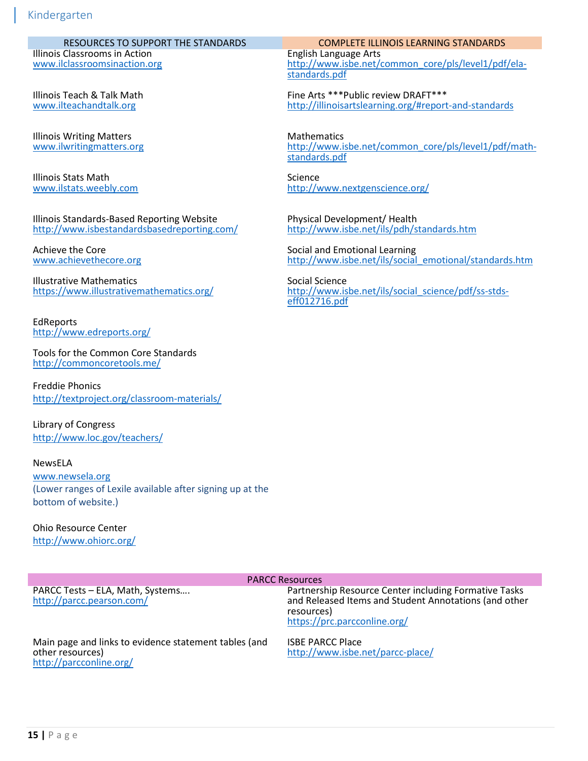Kindergarten

| RESOURCES TO SUPPORT THE STANDARDS | COMPLETE ILLINOIS LEARNING STANDARDS |
| --- | --- |
| Illinois Classrooms in Action<br>www.ilclassroomsinaction.org | English Language Arts<br>http://www.isbe.net/common_core/pls/level1/pdf/ela-standards.pdf |
| Illinois Teach & Talk Math<br>www.ilteachandtalk.org | Fine Arts ***Public review DRAFT***<br>http://illinoisartslearning.org/#report-and-standards |
| Illinois Writing Matters<br>www.ilwritingmatters.org | Mathematics<br>http://www.isbe.net/common_core/pls/level1/pdf/math-standards.pdf |
| Illinois Stats Math<br>www.ilstats.weebly.com | Science<br>http://www.nextgenscience.org/ |
| Illinois Standards-Based Reporting Website<br>http://www.isbestandardsbasedreporting.com/ | Physical Development/ Health<br>http://www.isbe.net/ils/pdh/standards.htm |
| Achieve the Core<br>www.achievethecore.org | Social and Emotional Learning<br>http://www.isbe.net/ils/social_emotional/standards.htm |
| Illustrative Mathematics<br>https://www.illustrativemathematics.org/ | Social Science<br>http://www.isbe.net/ils/social_science/pdf/ss-stds-eff012716.pdf |
| EdReports<br>http://www.edreports.org/ | |
| Tools for the Common Core Standards<br>http://commoncoretools.me/ | |
| Freddie Phonics<br>http://textproject.org/classroom-materials/ | |
| Library of Congress<br>http://www.loc.gov/teachers/ | |
| NewsELA<br>www.newsela.org<br>(Lower ranges of Lexile available after signing up at the bottom of website.) | |
| Ohio Resource Center<br>http://www.ohiorc.org/ | |

| PARCC Resources | |
| --- | --- |
| PARCC Tests – ELA, Math, Systems….<br>http://parcc.pearson.com/ | Partnership Resource Center including Formative Tasks and Released Items and Student Annotations (and other resources)<br>https://prc.parcconline.org/ |
| Main page and links to evidence statement tables (and other resources)<br>http://parcconline.org/ | ISBE PARCC Place<br>http://www.isbe.net/parcc-place/ |